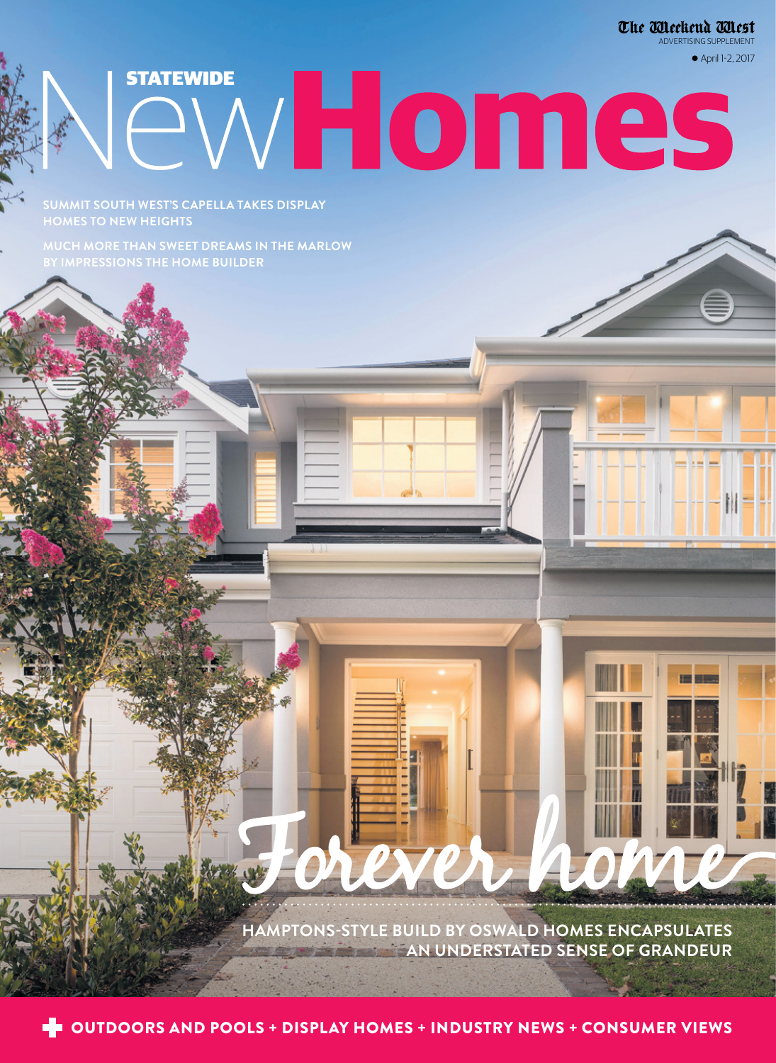The Weekend West
ADVERTISING SUPPLEMENT

April 1-2, 2017

# STATEWIDE New Homes

**SUMMIT SOUTH WEST'S CAPELLA TAKES DISPLAY HOMES TO NEW HEIGHTS**

**MUCH MORE THAN SWEET DREAMS IN THE MARLOW BY IMPRESSIONS THE HOME BUILDER**

## Forever home

**HAMPTONS-STYLE BUILD BY OSWALD HOMES ENCAPSULATES AN UNDERSTATED SENSE OF GRANDEUR**

**OUTDOORS AND POOLS + DISPLAY HOMES + INDUSTRY NEWS + CONSUMER VIEWS**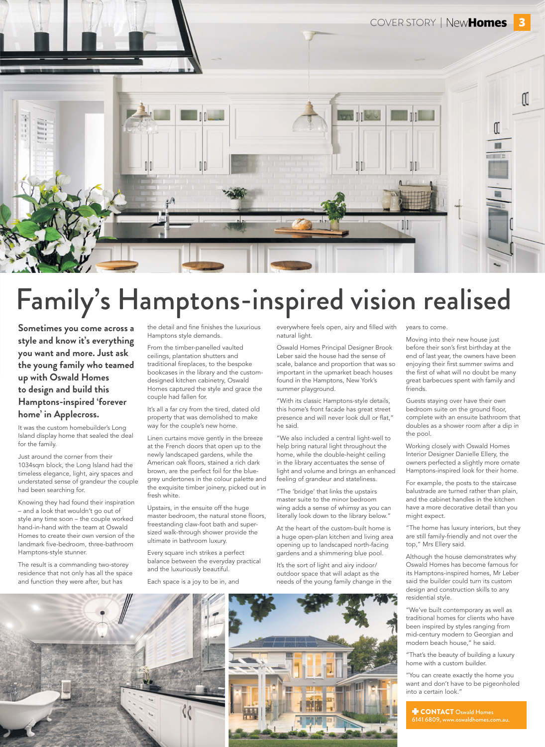# Family's Hamptons-inspired vision realised

**Sometimes you come across a style and know it's everything you want and more. Just ask the young family who teamed up with Oswald Homes to design and build this Hamptons-inspired 'forever home' in Applecross.**

It was the custom homebuilder's Long Island display home that sealed the deal for the family.

Just around the corner from their 1034sqm block, the Long Island had the timeless elegance, light, airy spaces and understated sense of grandeur the couple had been searching for.

Knowing they had found their inspiration – and a look that wouldn't go out of style any time soon – the couple worked hand-in-hand with the team at Oswald Homes to create their own version of the landmark five-bedroom, three-bathroom Hamptons-style stunner.

The result is a commanding two-storey residence that not only has all the space and function they were after, but has the detail and fine finishes the luxurious Hamptons style demands.

From the timber-panelled vaulted ceilings, plantation shutters and traditional fireplaces, to the bespoke bookcases in the library and the custom-designed kitchen cabinetry, Oswald Homes captured the style and grace the couple had fallen for.

It's all a far cry from the tired, dated old property that was demolished to make way for the couple's new home.

Linen curtains move gently in the breeze at the French doors that open up to the newly landscaped gardens, while the American oak floors, stained a rich dark brown, are the perfect foil for the blue-grey undertones in the colour palette and the exquisite timber joinery, picked out in fresh white.

Upstairs, in the ensuite off the huge master bedroom, the natural stone floors, freestanding claw-foot bath and super-sized walk-through shower provide the ultimate in bathroom luxury.

Every square inch strikes a perfect balance between the everyday practical and the luxuriously beautiful.

Each space is a joy to be in, and everywhere feels open, airy and filled with natural light.

Oswald Homes Principal Designer Brook Leber said the house had the sense of scale, balance and proportion that was so important in the upmarket beach houses found in the Hamptons, New York's summer playground.

"With its classic Hamptons-style details, this home's front facade has great street presence and will never look dull or flat," he said.

"We also included a central light-well to help bring natural light throughout the home, while the double-height ceiling in the library accentuates the sense of light and volume and brings an enhanced feeling of grandeur and stateliness.

"The 'bridge' that links the upstairs master suite to the minor bedroom wing adds a sense of whimsy as you can literally look down to the library below."

At the heart of the custom-built home is a huge open-plan kitchen and living area opening up to landscaped north-facing gardens and a shimmering blue pool.

It's the sort of light and airy indoor/outdoor space that will adapt as the needs of the young family change in the years to come.

Moving into their new house just before their son's first birthday at the end of last year, the owners have been enjoying their first summer swims and the first of what will no doubt be many great barbecues spent with family and friends.

Guests staying over have their own bedroom suite on the ground floor, complete with an ensuite bathroom that doubles as a shower room after a dip in the pool.

Working closely with Oswald Homes Interior Designer Danielle Ellery, the owners perfected a slightly more ornate Hamptons-inspired look for their home.

For example, the posts to the staircase balustrade are turned rather than plain, and the cabinet handles in the kitchen have a more decorative detail than you might expect.

"The home has luxury interiors, but they are still family-friendly and not over the top," Mrs Ellery said.

Although the house demonstrates why Oswald Homes has become famous for its Hamptons-inspired homes, Mr Leber said the builder could turn its custom design and construction skills to any residential style.

"We've built contemporary as well as traditional homes for clients who have been inspired by styles ranging from mid-century modern to Georgian and modern beach house," he said.

"That's the beauty of building a luxury home with a custom builder.

"You can create exactly the home you want and don't have to be pigeonholed into a certain look."

**CONTACT** Oswald Homes 6141 6809, www.oswaldhomes.com.au.